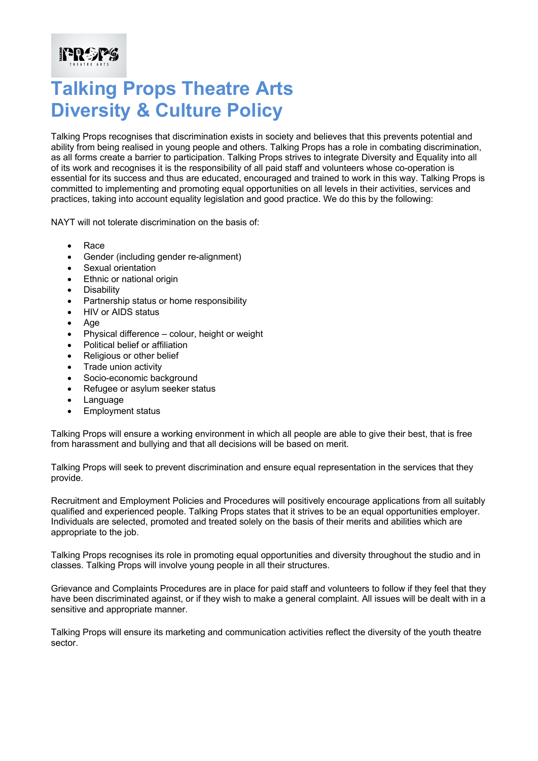# Talking Props Theatre Arts
# Diversity & Culture Policy

Talking Props recognises that discrimination exists in society and believes that this prevents potential and ability from being realised in young people and others. Talking Props has a role in combating discrimination, as all forms create a barrier to participation. Talking Props strives to integrate Diversity and Equality into all of its work and recognises it is the responsibility of all paid staff and volunteers whose co-operation is essential for its success and thus are educated, encouraged and trained to work in this way. Talking Props is committed to implementing and promoting equal opportunities on all levels in their activities, services and practices, taking into account equality legislation and good practice. We do this by the following:

NAYT will not tolerate discrimination on the basis of:

- Race
- Gender (including gender re-alignment)
- Sexual orientation
- Ethnic or national origin
- Disability
- Partnership status or home responsibility
- HIV or AIDS status
- Age
- Physical difference – colour, height or weight
- Political belief or affiliation
- Religious or other belief
- Trade union activity
- Socio-economic background
- Refugee or asylum seeker status
- Language
- Employment status

Talking Props will ensure a working environment in which all people are able to give their best, that is free from harassment and bullying and that all decisions will be based on merit.

Talking Props will seek to prevent discrimination and ensure equal representation in the services that they provide.

Recruitment and Employment Policies and Procedures will positively encourage applications from all suitably qualified and experienced people. Talking Props states that it strives to be an equal opportunities employer. Individuals are selected, promoted and treated solely on the basis of their merits and abilities which are appropriate to the job.

Talking Props recognises its role in promoting equal opportunities and diversity throughout the studio and in classes. Talking Props will involve young people in all their structures.

Grievance and Complaints Procedures are in place for paid staff and volunteers to follow if they feel that they have been discriminated against, or if they wish to make a general complaint. All issues will be dealt with in a sensitive and appropriate manner.

Talking Props will ensure its marketing and communication activities reflect the diversity of the youth theatre sector.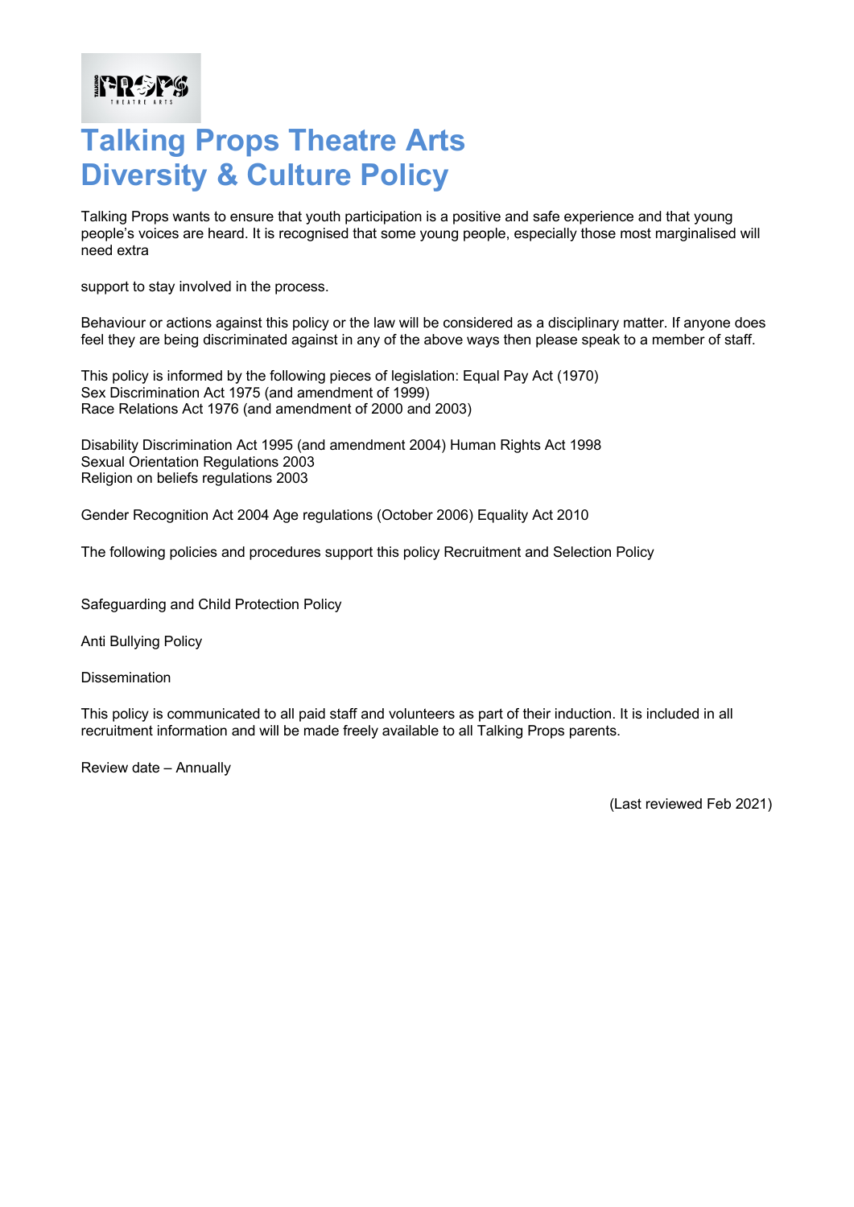# Talking Props Theatre Arts Diversity & Culture Policy

Talking Props wants to ensure that youth participation is a positive and safe experience and that young people's voices are heard. It is recognised that some young people, especially those most marginalised will need extra

support to stay involved in the process.

Behaviour or actions against this policy or the law will be considered as a disciplinary matter. If anyone does feel they are being discriminated against in any of the above ways then please speak to a member of staff.

This policy is informed by the following pieces of legislation: Equal Pay Act (1970)
Sex Discrimination Act 1975 (and amendment of 1999)
Race Relations Act 1976 (and amendment of 2000 and 2003)

Disability Discrimination Act 1995 (and amendment 2004) Human Rights Act 1998
Sexual Orientation Regulations 2003
Religion on beliefs regulations 2003

Gender Recognition Act 2004 Age regulations (October 2006) Equality Act 2010

The following policies and procedures support this policy Recruitment and Selection Policy

Safeguarding and Child Protection Policy

Anti Bullying Policy

Dissemination

This policy is communicated to all paid staff and volunteers as part of their induction. It is included in all recruitment information and will be made freely available to all Talking Props parents.

Review date – Annually

(Last reviewed Feb 2021)